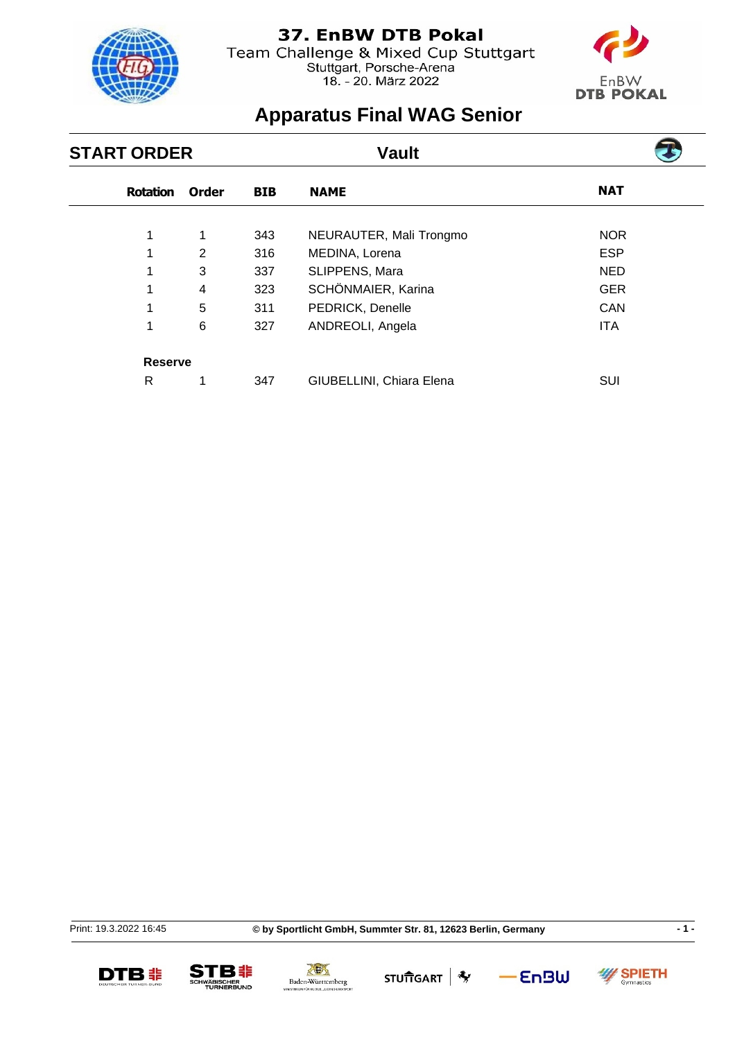# 37. EnBW DTB Pokal

Team Challenge & Mixed Cup Stuttgart

Stuttgart, Porsche-Arena

18. - 20. März 2022

## Apparatus Final WAG Senior

### START ORDER — Vault

| Rotation | Order | BIB | NAME | NAT |
|---|---|---|---|---|
| 1 | 1 | 343 | NEURAUTER, Mali Trongmo | NOR |
| 1 | 2 | 316 | MEDINA, Lorena | ESP |
| 1 | 3 | 337 | SLIPPENS, Mara | NED |
| 1 | 4 | 323 | SCHÖNMAIER, Karina | GER |
| 1 | 5 | 311 | PEDRICK, Denelle | CAN |
| 1 | 6 | 327 | ANDREOLI, Angela | ITA |
| **Reserve** | | | | |
| R | 1 | 347 | GIUBELLINI, Chiara Elena | SUI |

Print: 19.3.2022 16:45 **© by Sportlicht GmbH, Summter Str. 81, 12623 Berlin, Germany**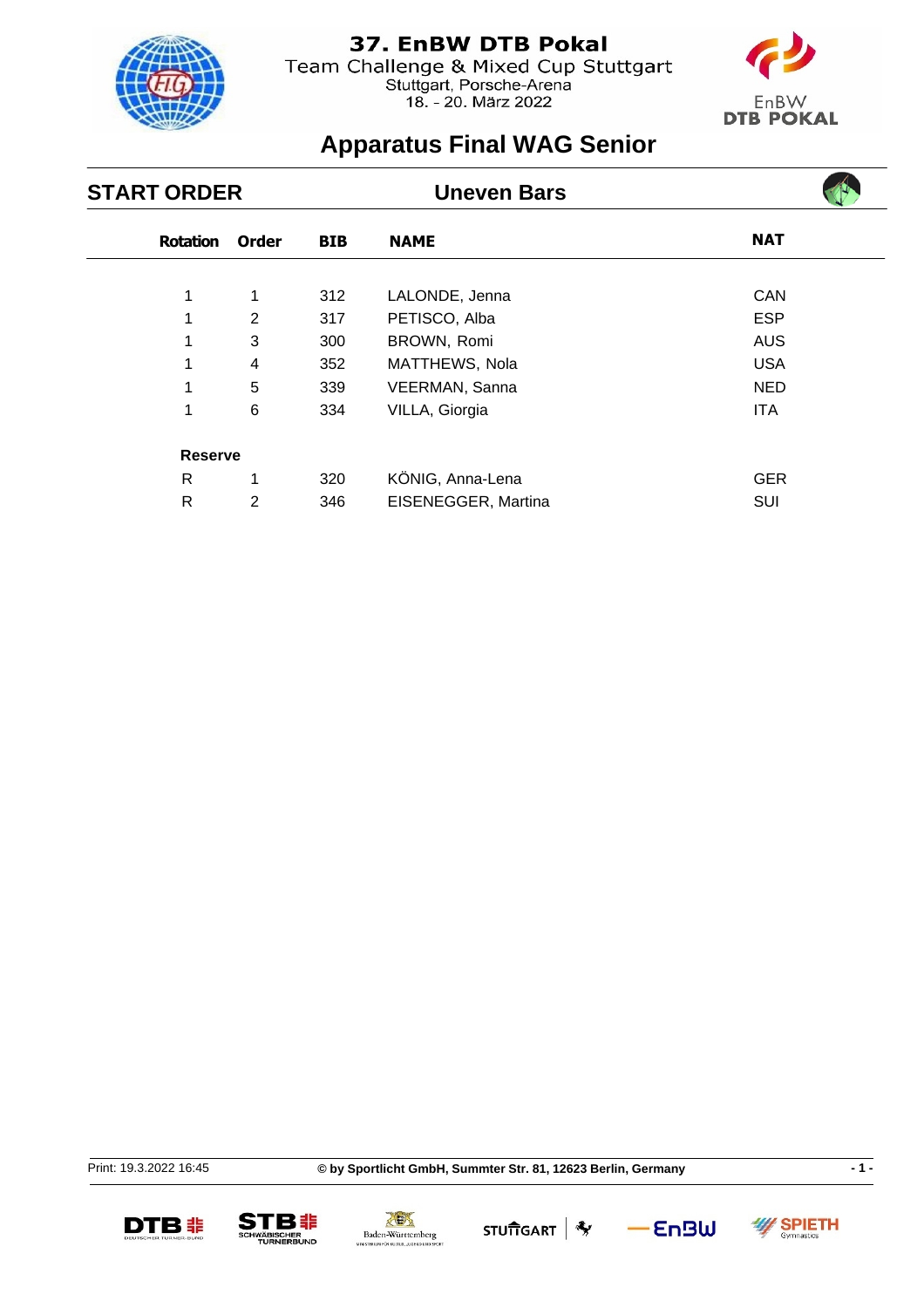# 37. EnBW DTB Pokal

Team Challenge & Mixed Cup Stuttgart
Stuttgart, Porsche-Arena
18. - 20. März 2022

## Apparatus Final WAG Senior

### START ORDER — Uneven Bars

| Rotation | Order | BIB | NAME | NAT |
|---|---|---|---|---|
| 1 | 1 | 312 | LALONDE, Jenna | CAN |
| 1 | 2 | 317 | PETISCO, Alba | ESP |
| 1 | 3 | 300 | BROWN, Romi | AUS |
| 1 | 4 | 352 | MATTHEWS, Nola | USA |
| 1 | 5 | 339 | VEERMAN, Sanna | NED |
| 1 | 6 | 334 | VILLA, Giorgia | ITA |
| **Reserve** | | | | |
| R | 1 | 320 | KÖNIG, Anna-Lena | GER |
| R | 2 | 346 | EISENEGGER, Martina | SUI |

Print: 19.3.2022 16:45 **© by Sportlicht GmbH, Summter Str. 81, 12623 Berlin, Germany**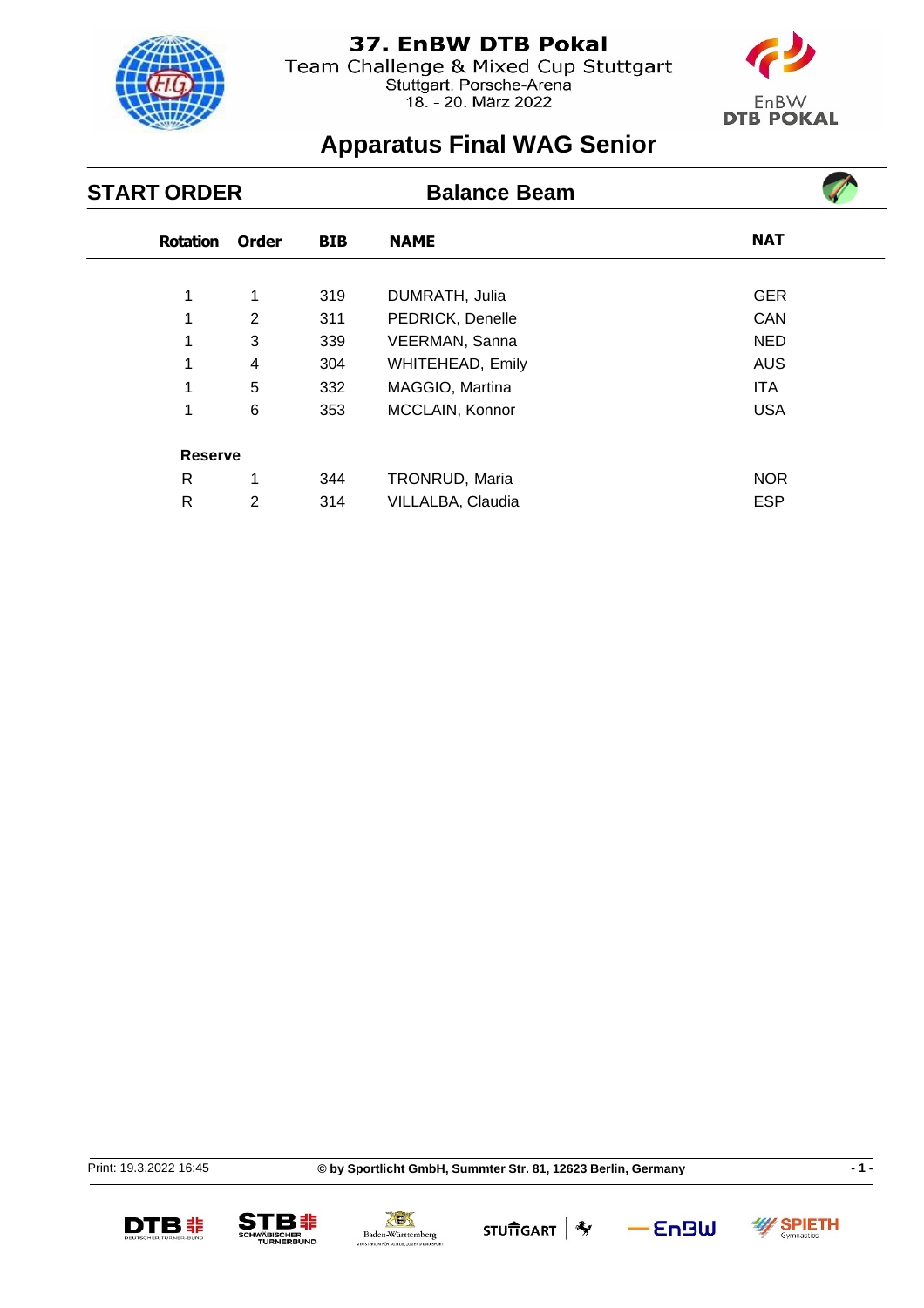# 37. EnBW DTB Pokal

Team Challenge & Mixed Cup Stuttgart
Stuttgart, Porsche-Arena
18. - 20. März 2022

## Apparatus Final WAG Senior

### START ORDER — Balance Beam

| Rotation | Order | BIB | NAME | NAT |
|---|---|---|---|---|
| 1 | 1 | 319 | DUMRATH, Julia | GER |
| 1 | 2 | 311 | PEDRICK, Denelle | CAN |
| 1 | 3 | 339 | VEERMAN, Sanna | NED |
| 1 | 4 | 304 | WHITEHEAD, Emily | AUS |
| 1 | 5 | 332 | MAGGIO, Martina | ITA |
| 1 | 6 | 353 | MCCLAIN, Konnor | USA |
| **Reserve** | | | | |
| R | 1 | 344 | TRONRUD, Maria | NOR |
| R | 2 | 314 | VILLALBA, Claudia | ESP |

Print: 19.3.2022 16:45

**© by Sportlicht GmbH, Summter Str. 81, 12623 Berlin, Germany**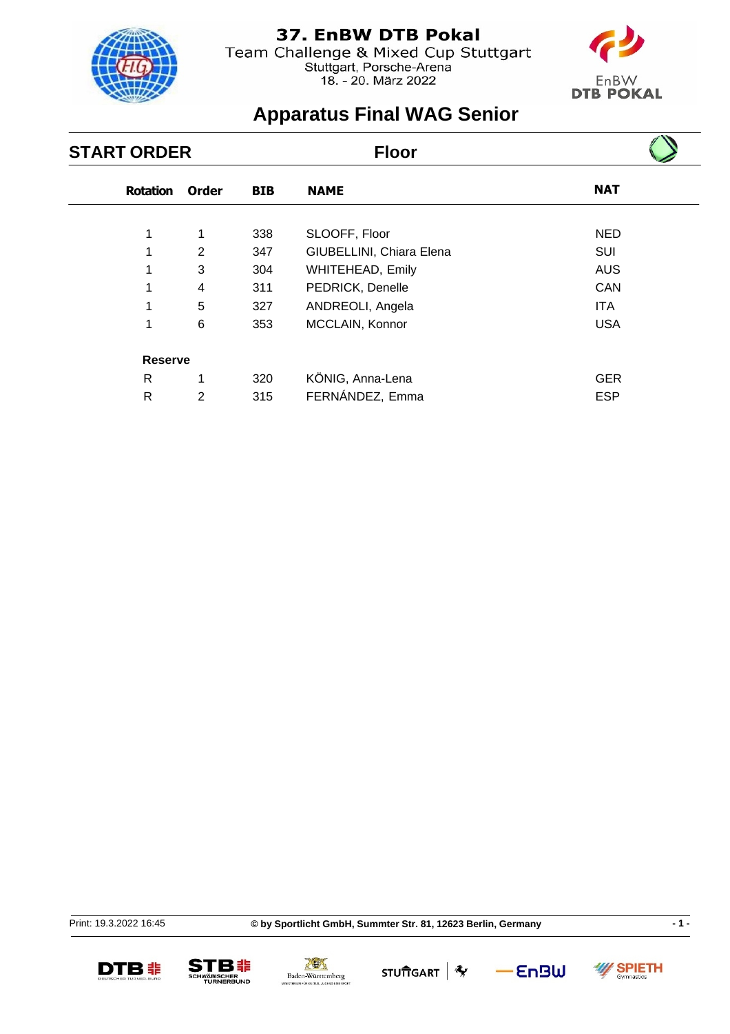# 37. EnBW DTB Pokal

Team Challenge & Mixed Cup Stuttgart
Stuttgart, Porsche-Arena
18. - 20. März 2022

## Apparatus Final WAG Senior

**START ORDER** **Floor**

| Rotation | Order | BIB | NAME | NAT |
|---|---|---|---|---|
| 1 | 1 | 338 | SLOOFF, Floor | NED |
| 1 | 2 | 347 | GIUBELLINI, Chiara Elena | SUI |
| 1 | 3 | 304 | WHITEHEAD, Emily | AUS |
| 1 | 4 | 311 | PEDRICK, Denelle | CAN |
| 1 | 5 | 327 | ANDREOLI, Angela | ITA |
| 1 | 6 | 353 | MCCLAIN, Konnor | USA |
| **Reserve** | | | | |
| R | 1 | 320 | KÖNIG, Anna-Lena | GER |
| R | 2 | 315 | FERNÁNDEZ, Emma | ESP |

Print: 19.3.2022 16:45 **© by Sportlicht GmbH, Summter Str. 81, 12623 Berlin, Germany**